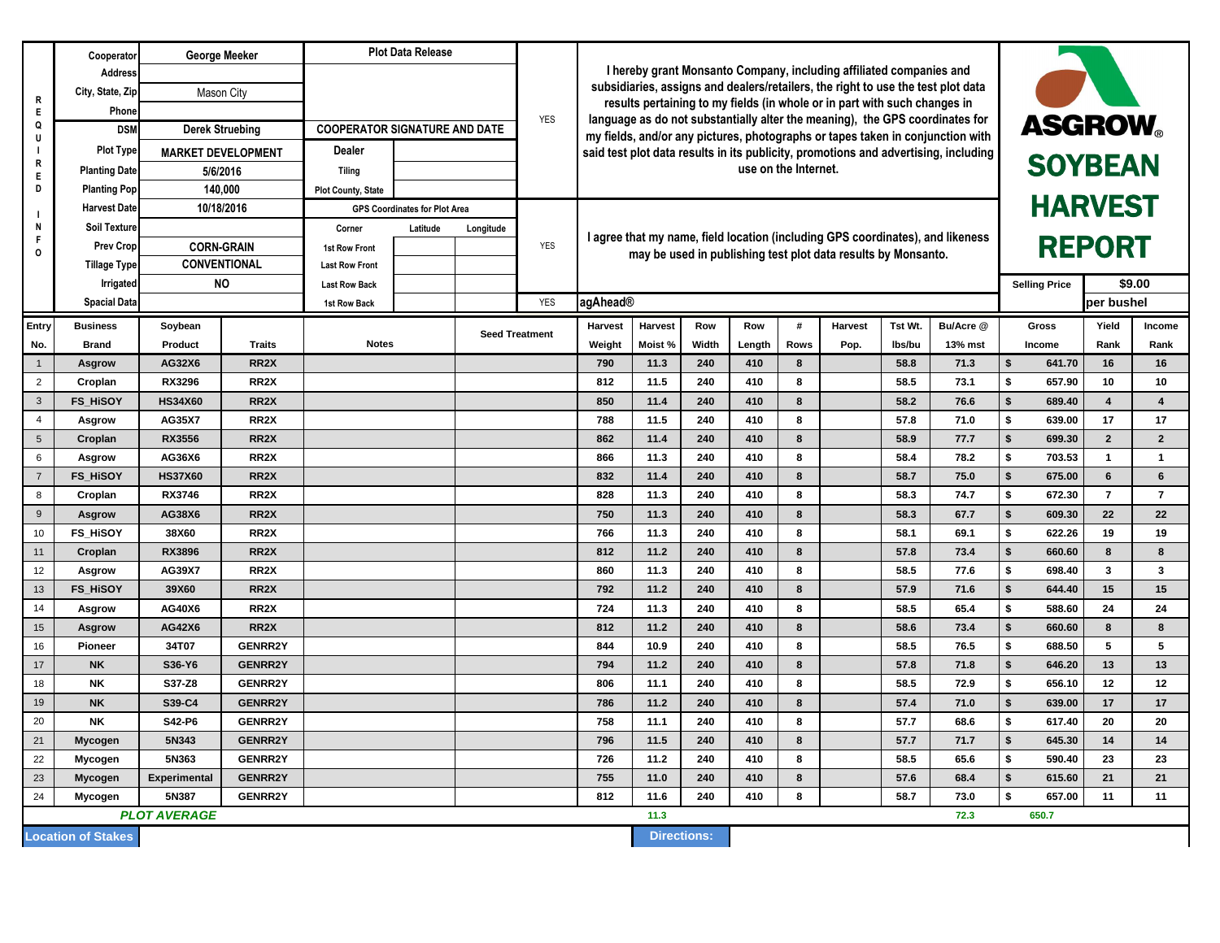# ASGROW SOYBEAN HARVEST REPORT

**REQUIRED INFO**

| Field | Value |
|---|---|
| Cooperator | George Meeker |
| Address | |
| City, State, Zip | Mason City |
| Phone | |
| DSM | Derek Struebing |
| Plot Type | MARKET DEVELOPMENT |
| Planting Date | 5/6/2016 |
| Planting Pop | 140,000 |
| Harvest Date | 10/18/2016 |
| Soil Texture | |
| Prev Crop | CORN-GRAIN |
| Tillage Type | CONVENTIONAL |
| Irrigated | NO |
| Spacial Data | |

**Plot Data Release** — YES

I hereby grant Monsanto Company, including affiliated companies and subsidiaries, assigns and dealers/retailers, the right to use the test plot data results pertaining to my fields (in whole or in part with such changes in language as do not substantially alter the meaning), the GPS coordinates for my fields, and/or any pictures, photographs or tapes taken in conjunction with said test plot data results in its publicity, promotions and advertising, including use on the Internet.

COOPERATOR SIGNATURE AND DATE

| Dealer | |
|---|---|
| Tiling | |
| Plot County, State | |

**GPS Coordinates for Plot Area** — YES

| Corner | Latitude | Longitude |
|---|---|---|
| 1st Row Front | | |
| Last Row Front | | |
| Last Row Back | | |
| 1st Row Back | | |

I agree that my name, field location (including GPS coordinates), and likeness may be used in publishing test plot data results by Monsanto.

agAhead® — YES

Selling Price: $9.00 per bushel

| Entry No. | Business Brand | Soybean Product | Traits | Notes | Seed Treatment | Harvest Weight | Harvest Moist % | Row Width | Row Length | # Rows | Harvest Pop. | Tst Wt. lbs/bu | Bu/Acre @ 13% mst | Gross Income | Yield Rank | Income Rank |
|---|---|---|---|---|---|---|---|---|---|---|---|---|---|---|---|---|
| 1 | Asgrow | AG32X6 | RR2X | | | 790 | 11.3 | 240 | 410 | 8 | | 58.8 | 71.3 | $ 641.70 | 16 | 16 |
| 2 | Croplan | RX3296 | RR2X | | | 812 | 11.5 | 240 | 410 | 8 | | 58.5 | 73.1 | $ 657.90 | 10 | 10 |
| 3 | FS_HiSOY | HS34X60 | RR2X | | | 850 | 11.4 | 240 | 410 | 8 | | 58.2 | 76.6 | $ 689.40 | 4 | 4 |
| 4 | Asgrow | AG35X7 | RR2X | | | 788 | 11.5 | 240 | 410 | 8 | | 57.8 | 71.0 | $ 639.00 | 17 | 17 |
| 5 | Croplan | RX3556 | RR2X | | | 862 | 11.4 | 240 | 410 | 8 | | 58.9 | 77.7 | $ 699.30 | 2 | 2 |
| 6 | Asgrow | AG36X6 | RR2X | | | 866 | 11.3 | 240 | 410 | 8 | | 58.4 | 78.2 | $ 703.53 | 1 | 1 |
| 7 | FS_HiSOY | HS37X60 | RR2X | | | 832 | 11.4 | 240 | 410 | 8 | | 58.7 | 75.0 | $ 675.00 | 6 | 6 |
| 8 | Croplan | RX3746 | RR2X | | | 828 | 11.3 | 240 | 410 | 8 | | 58.3 | 74.7 | $ 672.30 | 7 | 7 |
| 9 | Asgrow | AG38X6 | RR2X | | | 750 | 11.3 | 240 | 410 | 8 | | 58.3 | 67.7 | $ 609.30 | 22 | 22 |
| 10 | FS_HiSOY | 38X60 | RR2X | | | 766 | 11.3 | 240 | 410 | 8 | | 58.1 | 69.1 | $ 622.26 | 19 | 19 |
| 11 | Croplan | RX3896 | RR2X | | | 812 | 11.2 | 240 | 410 | 8 | | 57.8 | 73.4 | $ 660.60 | 8 | 8 |
| 12 | Asgrow | AG39X7 | RR2X | | | 860 | 11.3 | 240 | 410 | 8 | | 58.5 | 77.6 | $ 698.40 | 3 | 3 |
| 13 | FS_HiSOY | 39X60 | RR2X | | | 792 | 11.2 | 240 | 410 | 8 | | 57.9 | 71.6 | $ 644.40 | 15 | 15 |
| 14 | Asgrow | AG40X6 | RR2X | | | 724 | 11.3 | 240 | 410 | 8 | | 58.5 | 65.4 | $ 588.60 | 24 | 24 |
| 15 | Asgrow | AG42X6 | RR2X | | | 812 | 11.2 | 240 | 410 | 8 | | 58.6 | 73.4 | $ 660.60 | 8 | 8 |
| 16 | Pioneer | 34T07 | GENRR2Y | | | 844 | 10.9 | 240 | 410 | 8 | | 58.5 | 76.5 | $ 688.50 | 5 | 5 |
| 17 | NK | S36-Y6 | GENRR2Y | | | 794 | 11.2 | 240 | 410 | 8 | | 57.8 | 71.8 | $ 646.20 | 13 | 13 |
| 18 | NK | S37-Z8 | GENRR2Y | | | 806 | 11.1 | 240 | 410 | 8 | | 58.5 | 72.9 | $ 656.10 | 12 | 12 |
| 19 | NK | S39-C4 | GENRR2Y | | | 786 | 11.2 | 240 | 410 | 8 | | 57.4 | 71.0 | $ 639.00 | 17 | 17 |
| 20 | NK | S42-P6 | GENRR2Y | | | 758 | 11.1 | 240 | 410 | 8 | | 57.7 | 68.6 | $ 617.40 | 20 | 20 |
| 21 | Mycogen | 5N343 | GENRR2Y | | | 796 | 11.5 | 240 | 410 | 8 | | 57.7 | 71.7 | $ 645.30 | 14 | 14 |
| 22 | Mycogen | 5N363 | GENRR2Y | | | 726 | 11.2 | 240 | 410 | 8 | | 58.5 | 65.6 | $ 590.40 | 23 | 23 |
| 23 | Mycogen | Experimental | GENRR2Y | | | 755 | 11.0 | 240 | 410 | 8 | | 57.6 | 68.4 | $ 615.60 | 21 | 21 |
| 24 | Mycogen | 5N387 | GENRR2Y | | | 812 | 11.6 | 240 | 410 | 8 | | 58.7 | 73.0 | $ 657.00 | 11 | 11 |
| | ***PLOT AVERAGE*** | | | | | | 11.3 | | | | | | 72.3 | 650.7 | | |

**Location of Stakes**

**Directions:**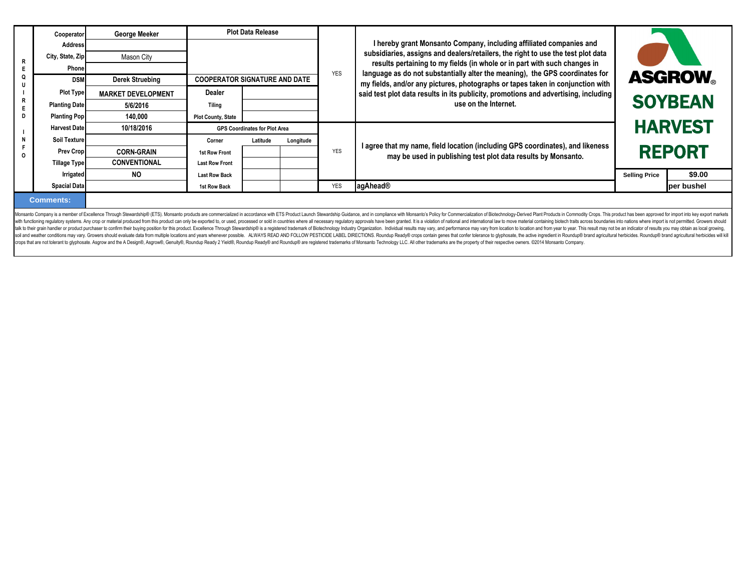# ASGROW® SOYBEAN HARVEST REPORT

| | | | | | | | | |
|---|---|---|---|---|---|---|---|---|
| REQUIRED INFO | Cooperator | George Meeker | Plot Data Release | | | YES | I hereby grant Monsanto Company, including affiliated companies and subsidiaries, assigns and dealers/retailers, the right to use the test plot data results pertaining to my fields (in whole or in part with such changes in language as do not substantially alter the meaning), the GPS coordinates for my fields, and/or any pictures, photographs or tapes taken in conjunction with said test plot data results in its publicity, promotions and advertising, including use on the Internet. | |
| | Address | | | | | | | |
| | City, State, Zip | Mason City | | | | | | |
| | Phone | | | | | | | |
| | DSM | Derek Struebing | COOPERATOR SIGNATURE AND DATE | | | | | |
| | Plot Type | MARKET DEVELOPMENT | Dealer | | | | | |
| | Planting Date | 5/6/2016 | Tiling | | | | | |
| | Planting Pop | 140,000 | Plot County, State | | | | | |
| | Harvest Date | 10/18/2016 | GPS Coordinates for Plot Area | | | YES | I agree that my name, field location (including GPS coordinates), and likeness may be used in publishing test plot data results by Monsanto. | |
| | Soil Texture | | Corner | Latitude | Longitude | | | |
| | Prev Crop | CORN-GRAIN | 1st Row Front | | | | | |
| | Tillage Type | CONVENTIONAL | Last Row Front | | | | | |
| | Irrigated | NO | Last Row Back | | | | | Selling Price: $9.00 |
| | Spacial Data | | 1st Row Back | | | YES | agAhead® | per bushel |

**Comments:**

Monsanto Company is a member of Excellence Through Stewardship® (ETS). Monsanto products are commercialized in accordance with ETS Product Launch Stewardship Guidance, and in compliance with Monsanto's Policy for Commercialization of Biotechnology-Derived Plant Products in Commodity Crops. This product has been approved for import into key export markets with functioning regulatory systems. Any crop or material produced from this product can only be exported to, or used, processed or sold in countries where all necessary regulatory approvals have been granted. It is a violation of national and international law to move material containing biotech traits across boundaries into nations where import is not permitted. Growers should talk to their grain handler or product purchaser to confirm their buying position for this product. Excellence Through Stewardship® is a registered trademark of Biotechnology Industry Organization. Individual results may vary, and performance may vary from location to location and from year to year. This result may not be an indicator of results you may obtain as local growing, soil and weather conditions may vary. Growers should evaluate data from multiple locations and years whenever possible. ALWAYS READ AND FOLLOW PESTICIDE LABEL DIRECTIONS. Roundup Ready® crops contain genes that confer tolerance to glyphosate, the active ingredient in Roundup® brand agricultural herbicides. Roundup® brand agricultural herbicides will kill crops that are not tolerant to glyphosate. Asgrow and the A Design®, Asgrow®, Genuity®, Roundup Ready 2 Yield®, Roundup Ready® and Roundup® are registered trademarks of Monsanto Technology LLC. All other trademarks are the property of their respective owners. ©2014 Monsanto Company.